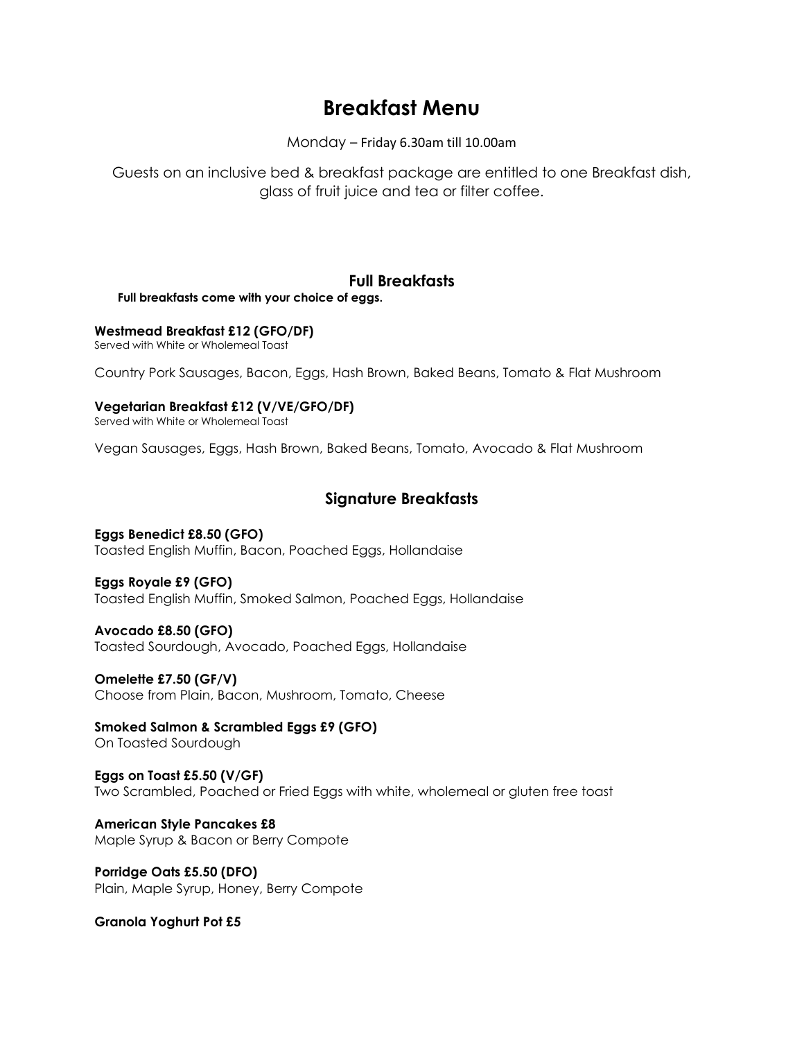# Breakfast Menu

Monday – Friday 6.30am till 10.00am

Guests on an inclusive bed & breakfast package are entitled to one Breakfast dish, glass of fruit juice and tea or filter coffee.

## Full Breakfasts

**Full breakfasts come with your choice of eggs.**

**Westmead Breakfast £12 (GFO/DF)**
Served with White or Wholemeal Toast

Country Pork Sausages, Bacon, Eggs, Hash Brown, Baked Beans, Tomato & Flat Mushroom

**Vegetarian Breakfast £12 (V/VE/GFO/DF)**
Served with White or Wholemeal Toast

Vegan Sausages, Eggs, Hash Brown, Baked Beans, Tomato, Avocado & Flat Mushroom

## Signature Breakfasts

**Eggs Benedict £8.50 (GFO)**
Toasted English Muffin, Bacon, Poached Eggs, Hollandaise

**Eggs Royale £9 (GFO)**
Toasted English Muffin, Smoked Salmon, Poached Eggs, Hollandaise

**Avocado £8.50 (GFO)**
Toasted Sourdough, Avocado, Poached Eggs, Hollandaise

**Omelette £7.50 (GF/V)**
Choose from Plain, Bacon, Mushroom, Tomato, Cheese

**Smoked Salmon & Scrambled Eggs £9 (GFO)**
On Toasted Sourdough

**Eggs on Toast £5.50 (V/GF)**
Two Scrambled, Poached or Fried Eggs with white, wholemeal or gluten free toast

**American Style Pancakes £8**
Maple Syrup & Bacon or Berry Compote

**Porridge Oats £5.50 (DFO)**
Plain, Maple Syrup, Honey, Berry Compote

**Granola Yoghurt Pot £5**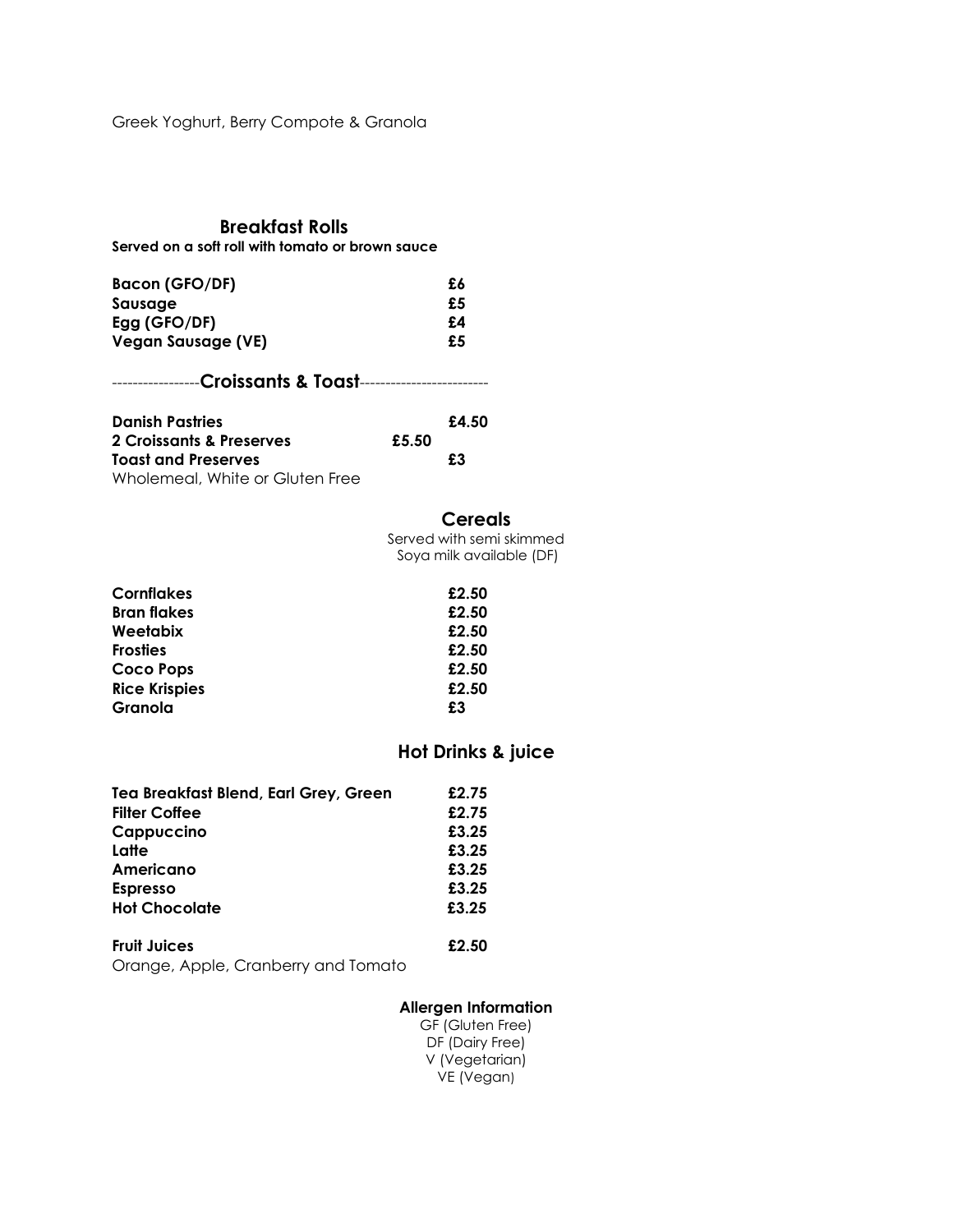Greek Yoghurt, Berry Compote & Granola

## Breakfast Rolls

**Served on a soft roll with tomato or brown sauce**

| | |
|---|---|
| **Bacon (GFO/DF)** | **£6** |
| **Sausage** | **£5** |
| **Egg (GFO/DF)** | **£4** |
| **Vegan Sausage (VE)** | **£5** |

## -----------------Croissants & Toast-------------------------

| | |
|---|---|
| **Danish Pastries** | **£4.50** |
| **2 Croissants & Preserves** | **£5.50** |
| **Toast and Preserves** | **£3** |

Wholemeal, White or Gluten Free

## Cereals

Served with semi skimmed
Soya milk available (DF)

| | |
|---|---|
| **Cornflakes** | **£2.50** |
| **Bran flakes** | **£2.50** |
| **Weetabix** | **£2.50** |
| **Frosties** | **£2.50** |
| **Coco Pops** | **£2.50** |
| **Rice Krispies** | **£2.50** |
| **Granola** | **£3** |

## Hot Drinks & juice

| | |
|---|---|
| **Tea Breakfast Blend, Earl Grey, Green** | **£2.75** |
| **Filter Coffee** | **£2.75** |
| **Cappuccino** | **£3.25** |
| **Latte** | **£3.25** |
| **Americano** | **£3.25** |
| **Espresso** | **£3.25** |
| **Hot Chocolate** | **£3.25** |
| **Fruit Juices** | **£2.50** |

Orange, Apple, Cranberry and Tomato

### Allergen Information

GF (Gluten Free)
DF (Dairy Free)
V (Vegetarian)
VE (Vegan)